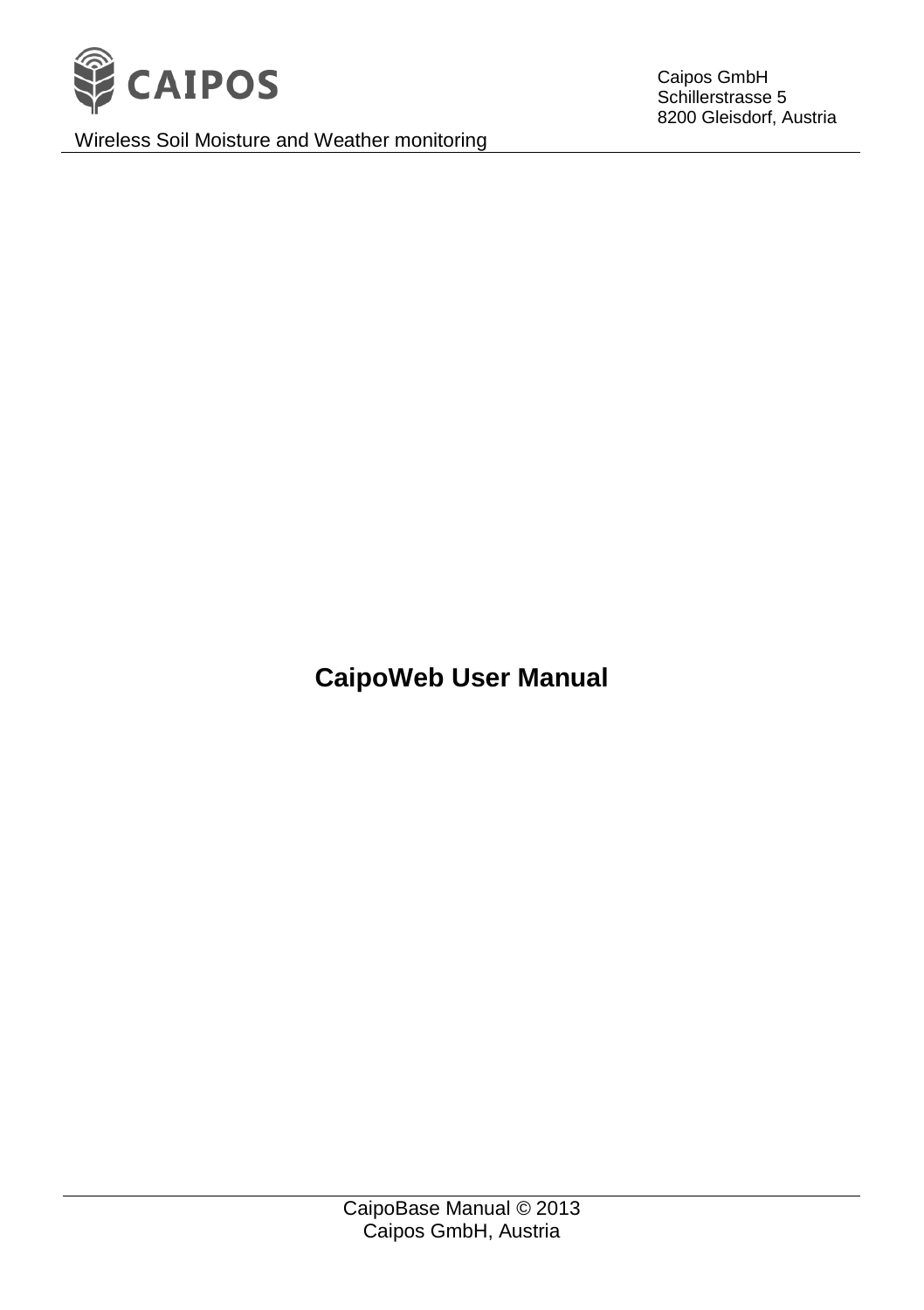# CaipoWeb User Manual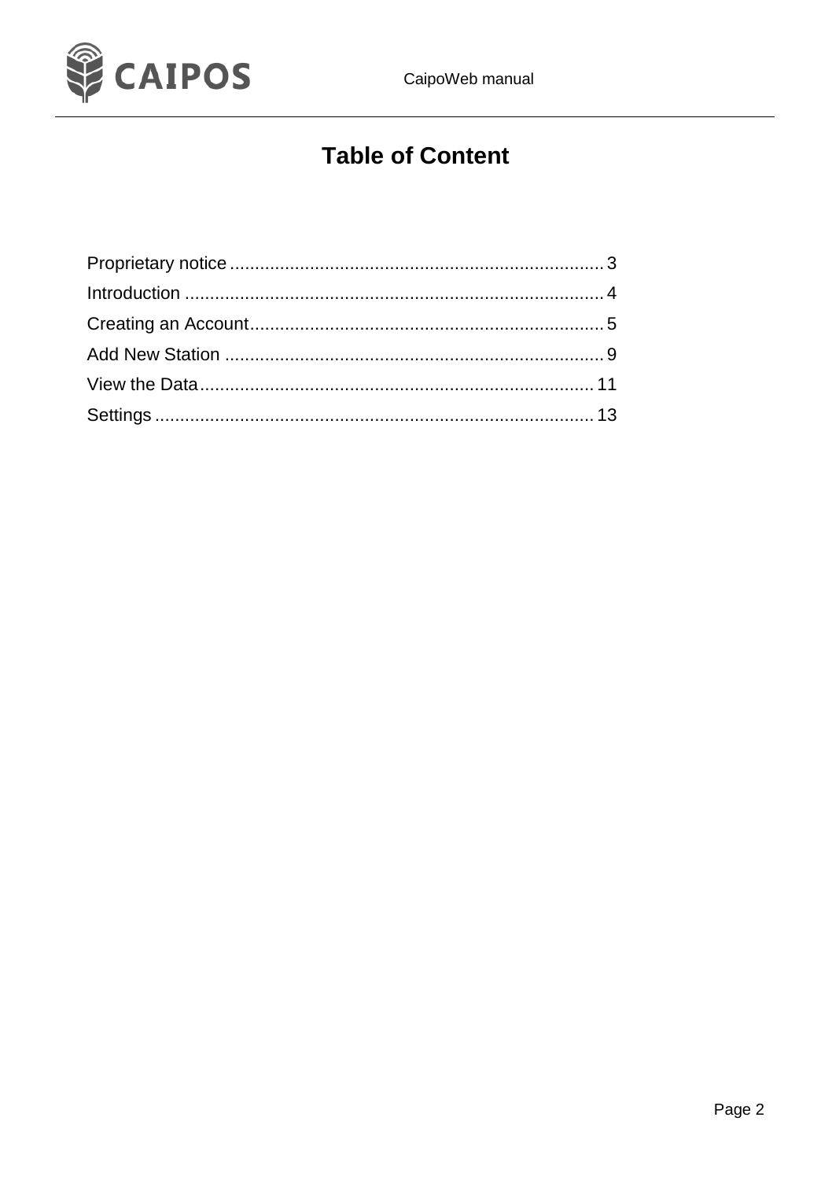# Table of Content

Proprietary notice........................................................................... 3
Introduction .................................................................................... 4
Creating an Account....................................................................... 5
Add New Station ............................................................................ 9
View the Data............................................................................... 11
Settings ........................................................................................ 13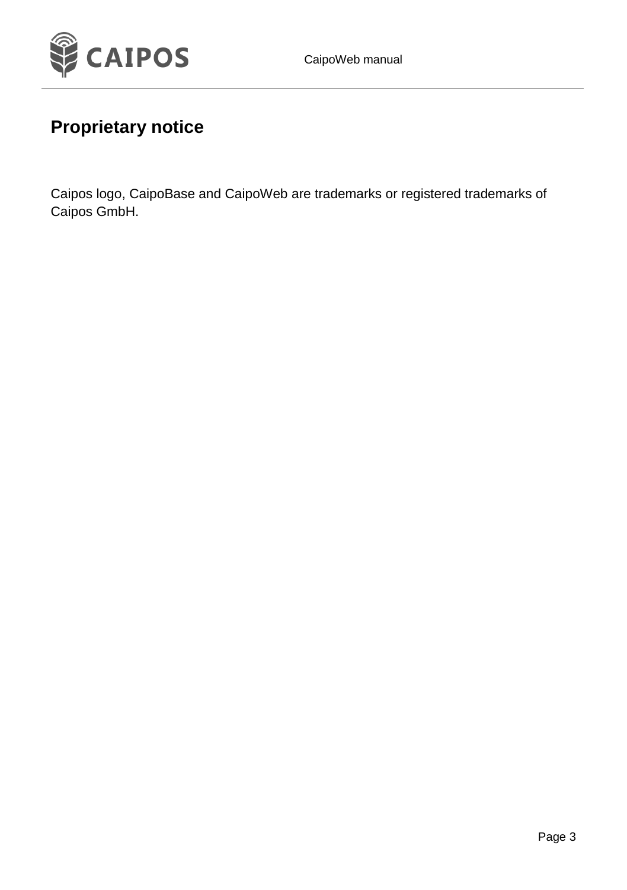# Proprietary notice

Caipos logo, CaipoBase and CaipoWeb are trademarks or registered trademarks of Caipos GmbH.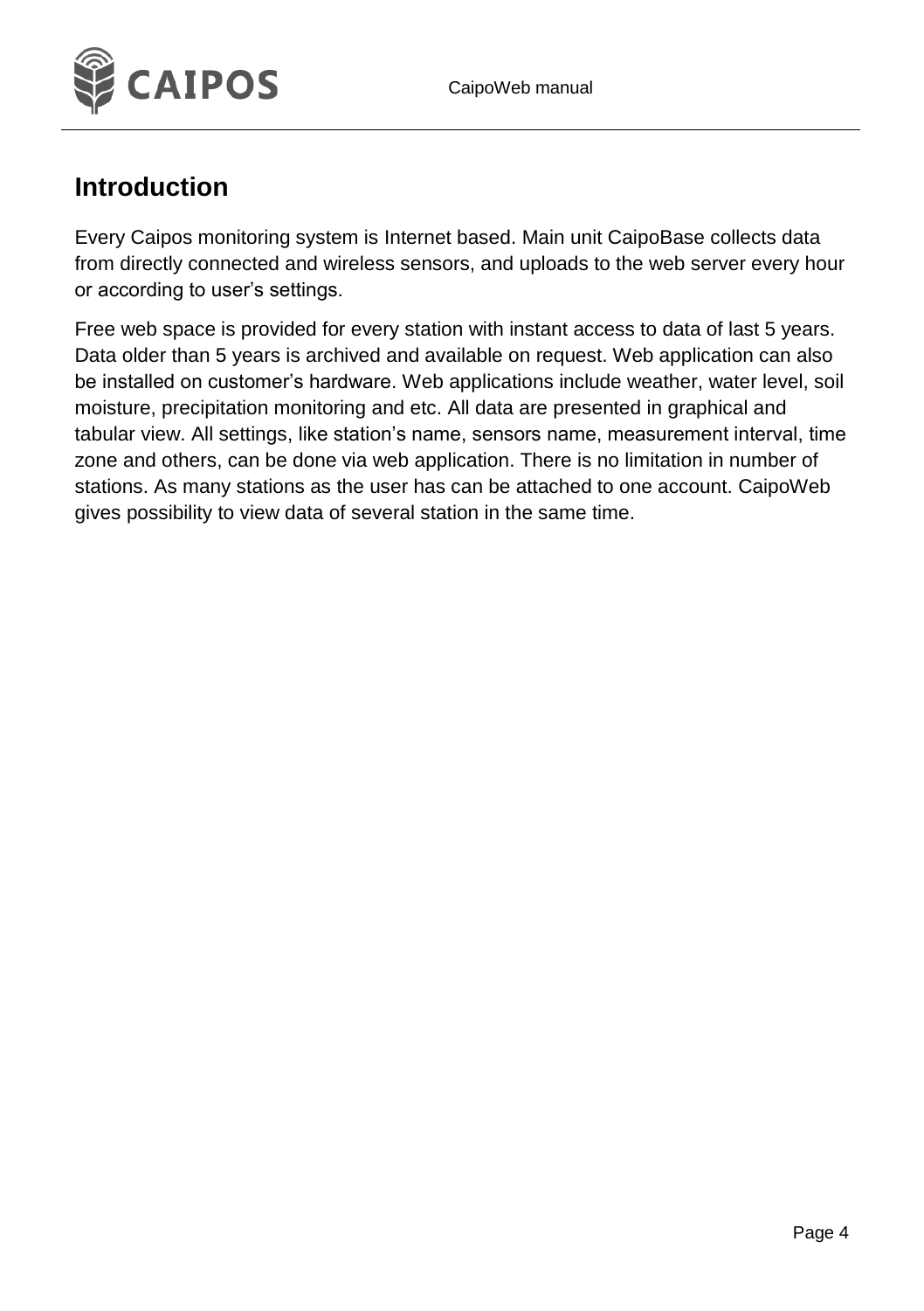# Introduction

Every Caipos monitoring system is Internet based. Main unit CaipoBase collects data from directly connected and wireless sensors, and uploads to the web server every hour or according to user's settings.

Free web space is provided for every station with instant access to data of last 5 years. Data older than 5 years is archived and available on request. Web application can also be installed on customer's hardware. Web applications include weather, water level, soil moisture, precipitation monitoring and etc. All data are presented in graphical and tabular view. All settings, like station's name, sensors name, measurement interval, time zone and others, can be done via web application. There is no limitation in number of stations. As many stations as the user has can be attached to one account. CaipoWeb gives possibility to view data of several station in the same time.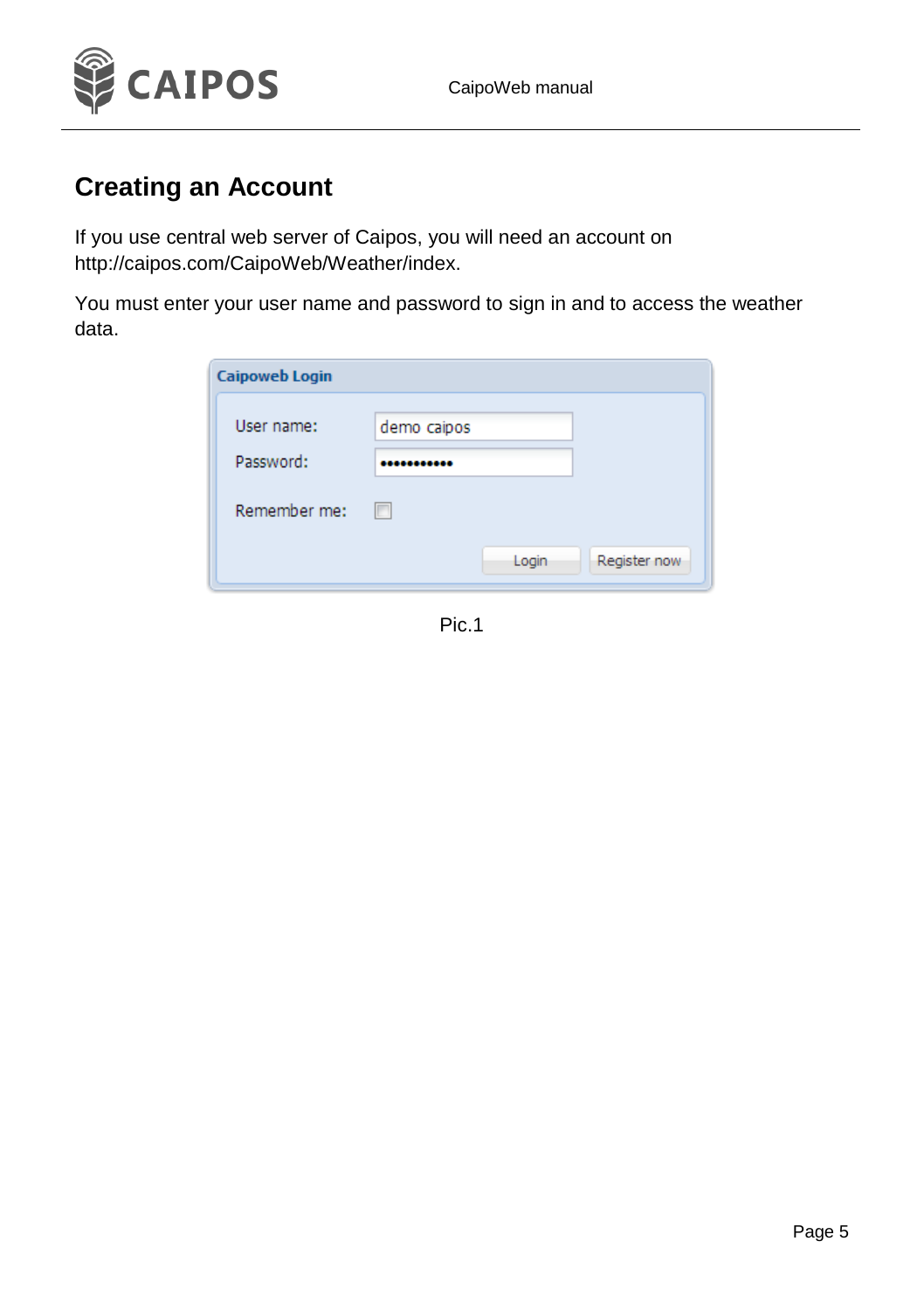# Creating an Account

If you use central web server of Caipos, you will need an account on http://caipos.com/CaipoWeb/Weather/index.

You must enter your user name and password to sign in and to access the weather data.

Pic.1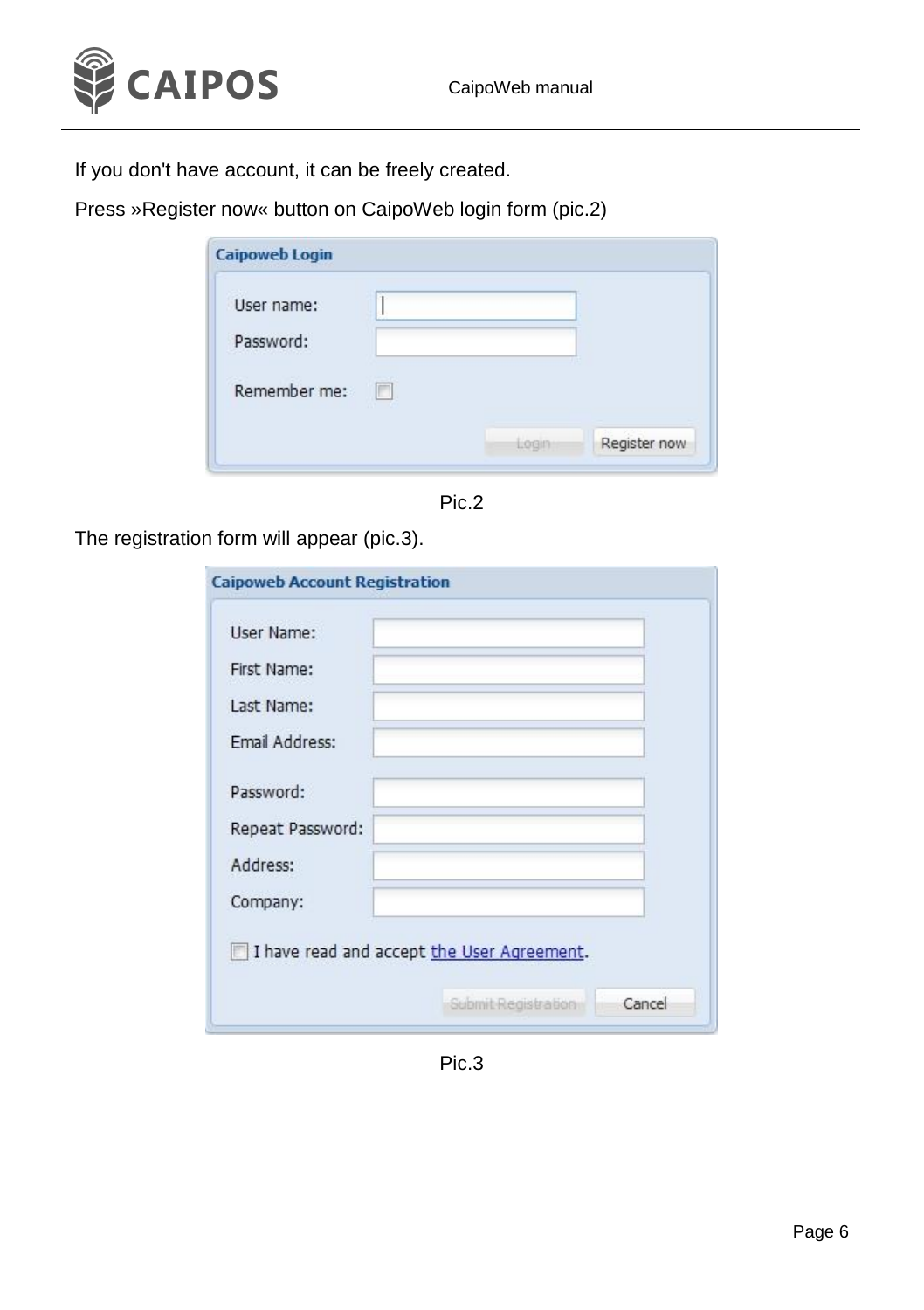If you don't have account, it can be freely created.

Press »Register now« button on CaipoWeb login form (pic.2)

**Caipoweb Login**

User name:

Password:

Remember me:

Login | Register now

Pic.2

The registration form will appear (pic.3).

**Caipoweb Account Registration**

User Name:

First Name:

Last Name:

Email Address:

Password:

Repeat Password:

Address:

Company:

I have read and accept the User Agreement.

Submit Registration | Cancel

Pic.3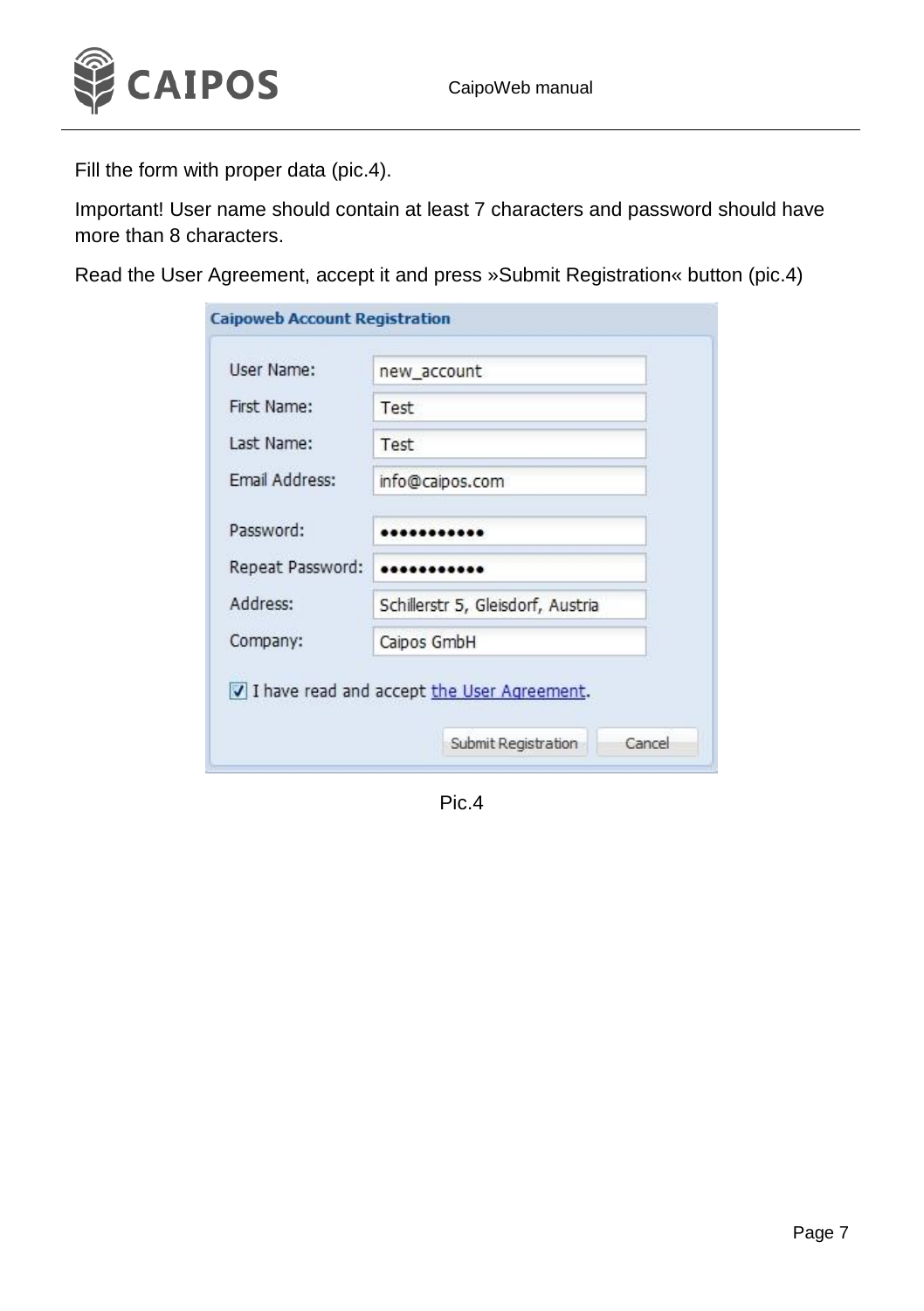Fill the form with proper data (pic.4).

Important! User name should contain at least 7 characters and password should have more than 8 characters.

Read the User Agreement, accept it and press »Submit Registration« button (pic.4)

Pic.4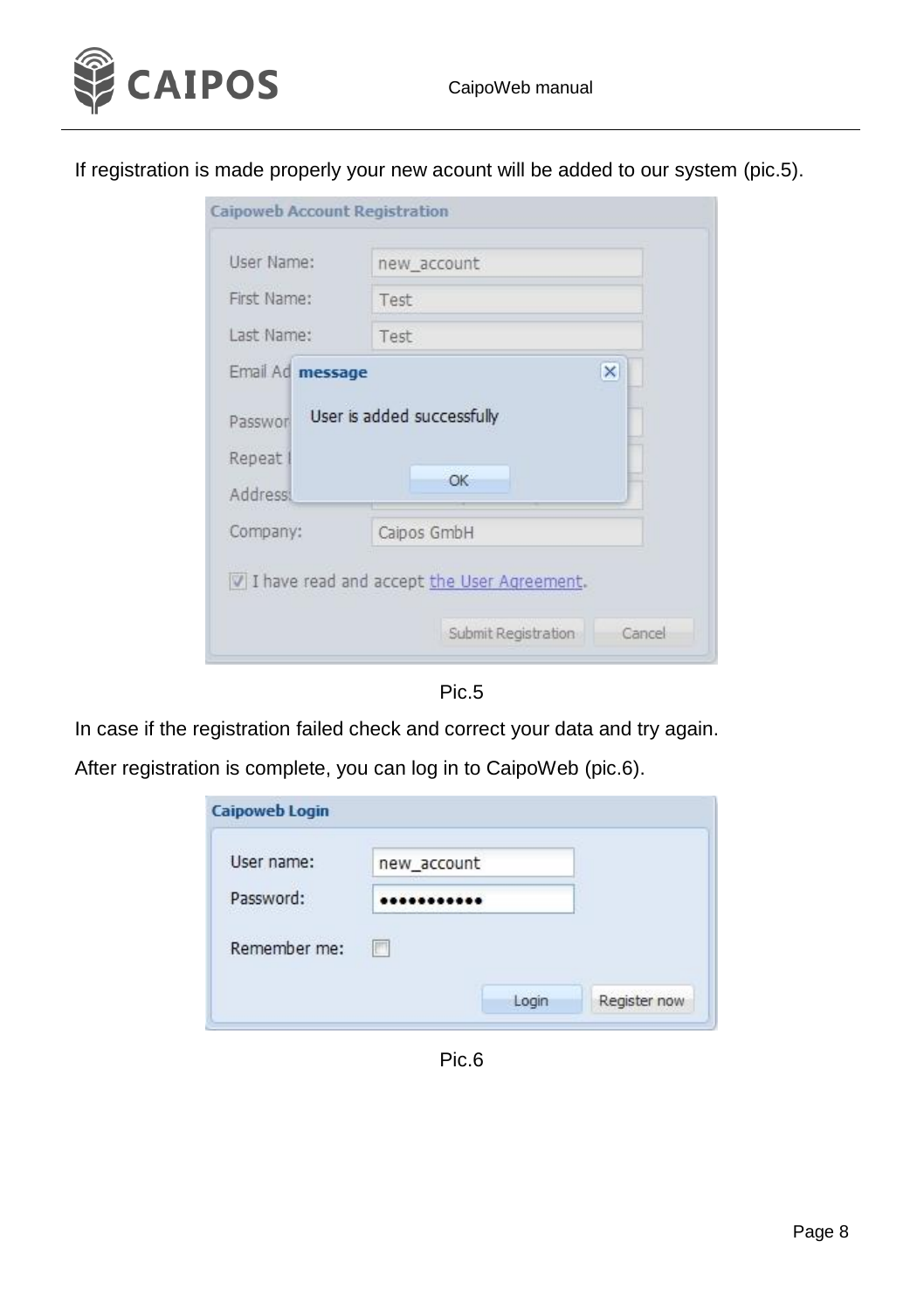If registration is made properly your new acount will be added to our system (pic.5).

Pic.5

In case if the registration failed check and correct your data and try again.

After registration is complete, you can log in to CaipoWeb (pic.6).

Pic.6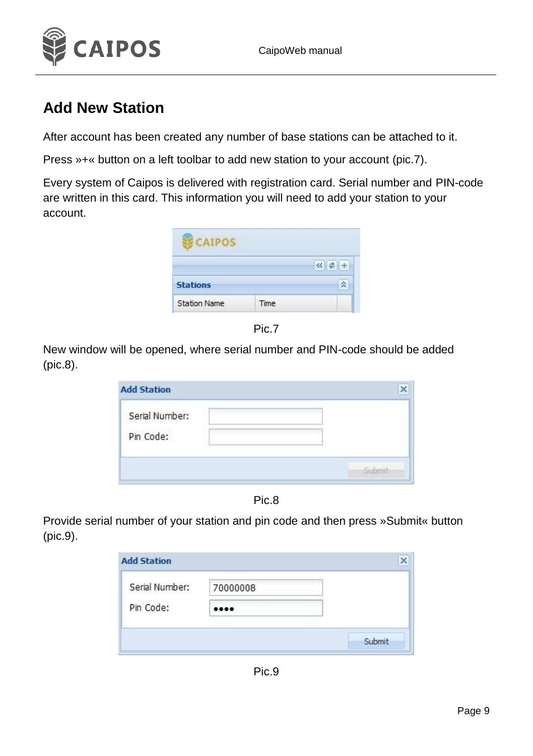## Add New Station

After account has been created any number of base stations can be attached to it.

Press »+« button on a left toolbar to add new station to your account (pic.7).

Every system of Caipos is delivered with registration card. Serial number and PIN-code are written in this card. This information you will need to add your station to your account.

Pic.7

New window will be opened, where serial number and PIN-code should be added (pic.8).

Pic.8

Provide serial number of your station and pin code and then press »Submit« button (pic.9).

Pic.9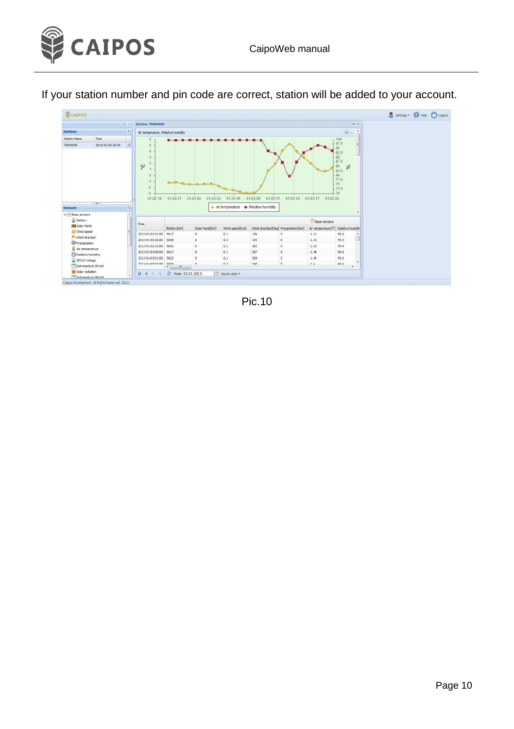If your station number and pin code are correct, station will be added to your account.

Pic.10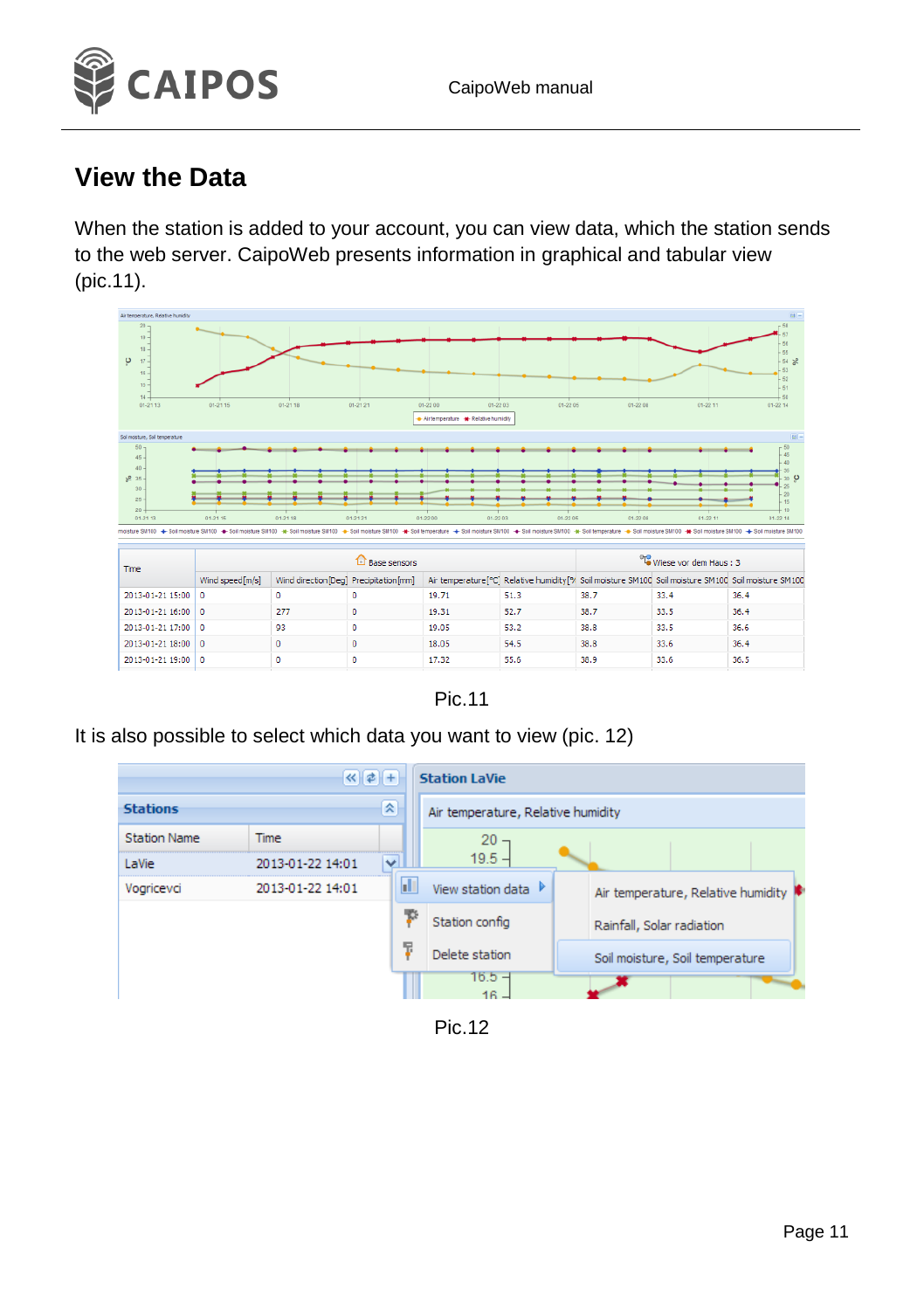# View the Data

When the station is added to your account, you can view data, which the station sends to the web server. CaipoWeb presents information in graphical and tabular view (pic.11).

Pic.11

It is also possible to select which data you want to view (pic. 12)

Pic.12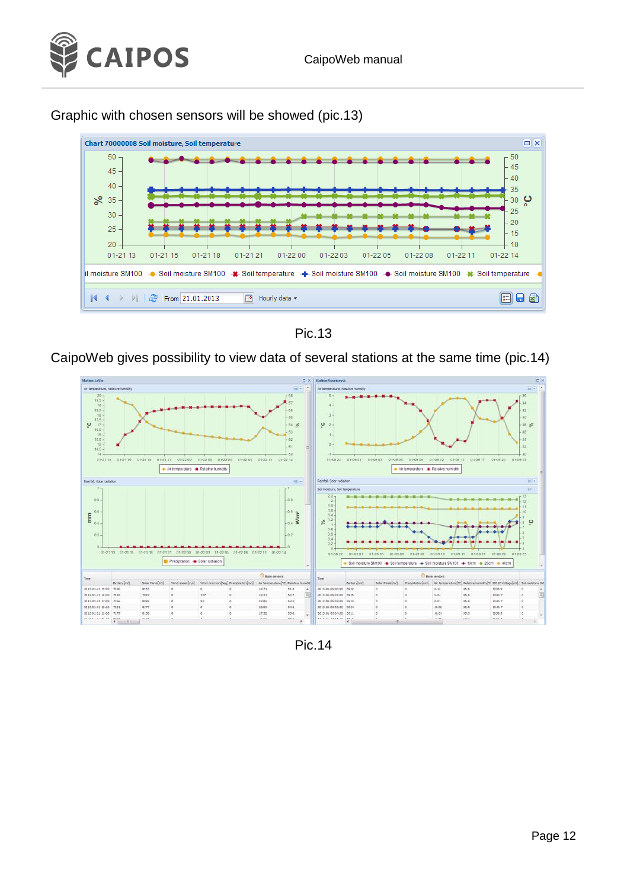Graphic with chosen sensors will be showed (pic.13)

Pic.13

CaipoWeb gives possibility to view data of several stations at the same time (pic.14)

Pic.14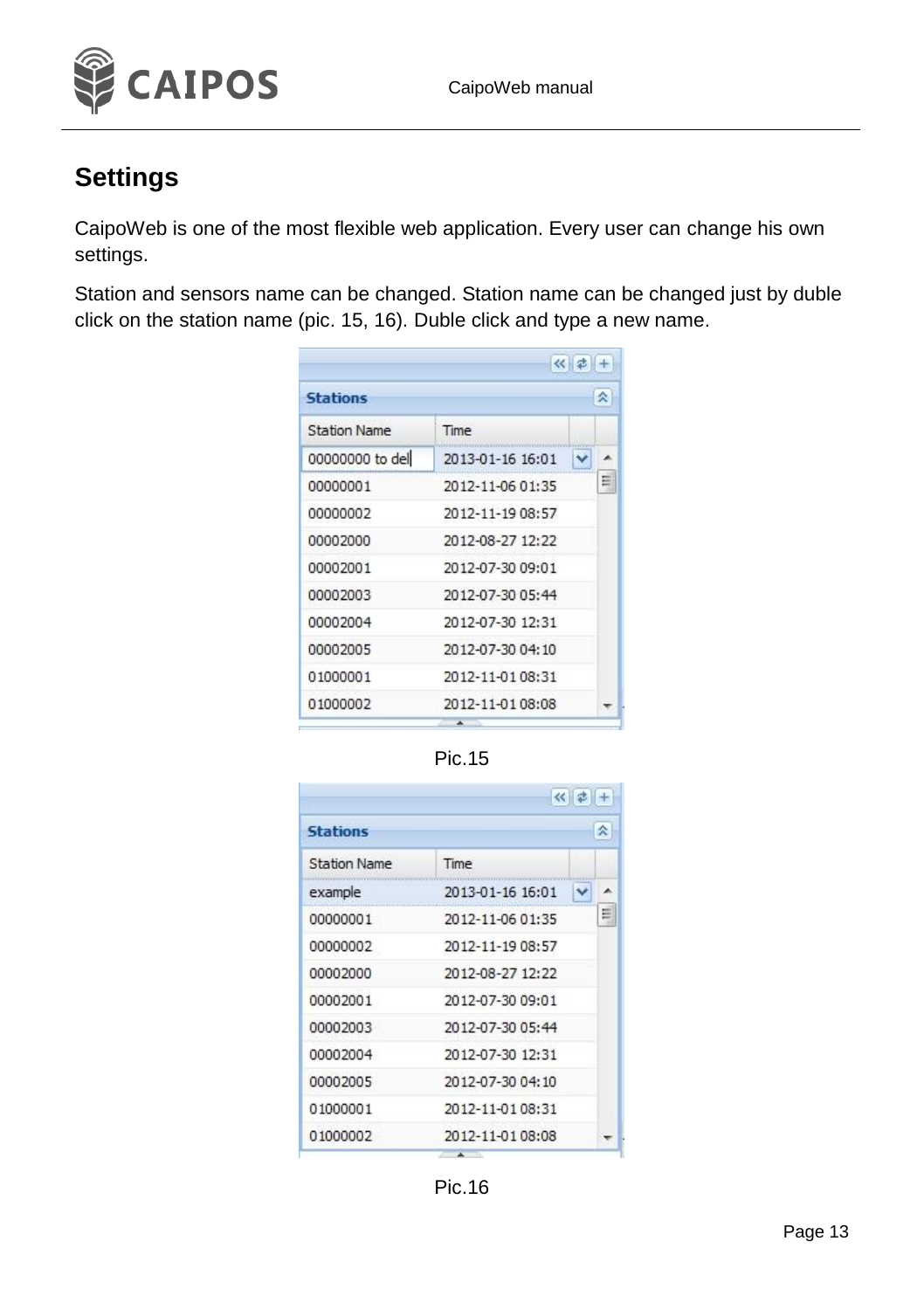## Settings

CaipoWeb is one of the most flexible web application. Every user can change his own settings.

Station and sensors name can be changed. Station name can be changed just by duble click on the station name (pic. 15, 16). Duble click and type a new name.

**Stations**

| Station Name | Time |
|---|---|
| 00000000 to del | 2013-01-16 16:01 |
| 00000001 | 2012-11-06 01:35 |
| 00000002 | 2012-11-19 08:57 |
| 00002000 | 2012-08-27 12:22 |
| 00002001 | 2012-07-30 09:01 |
| 00002003 | 2012-07-30 05:44 |
| 00002004 | 2012-07-30 12:31 |
| 00002005 | 2012-07-30 04:10 |
| 01000001 | 2012-11-01 08:31 |
| 01000002 | 2012-11-01 08:08 |

Pic.15

**Stations**

| Station Name | Time |
|---|---|
| example | 2013-01-16 16:01 |
| 00000001 | 2012-11-06 01:35 |
| 00000002 | 2012-11-19 08:57 |
| 00002000 | 2012-08-27 12:22 |
| 00002001 | 2012-07-30 09:01 |
| 00002003 | 2012-07-30 05:44 |
| 00002004 | 2012-07-30 12:31 |
| 00002005 | 2012-07-30 04:10 |
| 01000001 | 2012-11-01 08:31 |
| 01000002 | 2012-11-01 08:08 |

Pic.16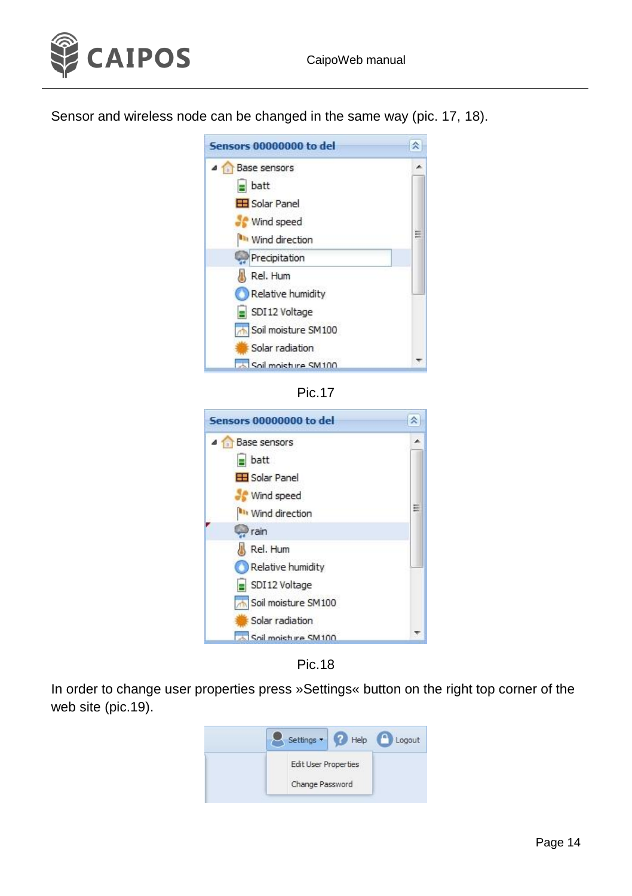Sensor and wireless node can be changed in the same way (pic. 17, 18).

Pic.17

Pic.18

In order to change user properties press »Settings« button on the right top corner of the web site (pic.19).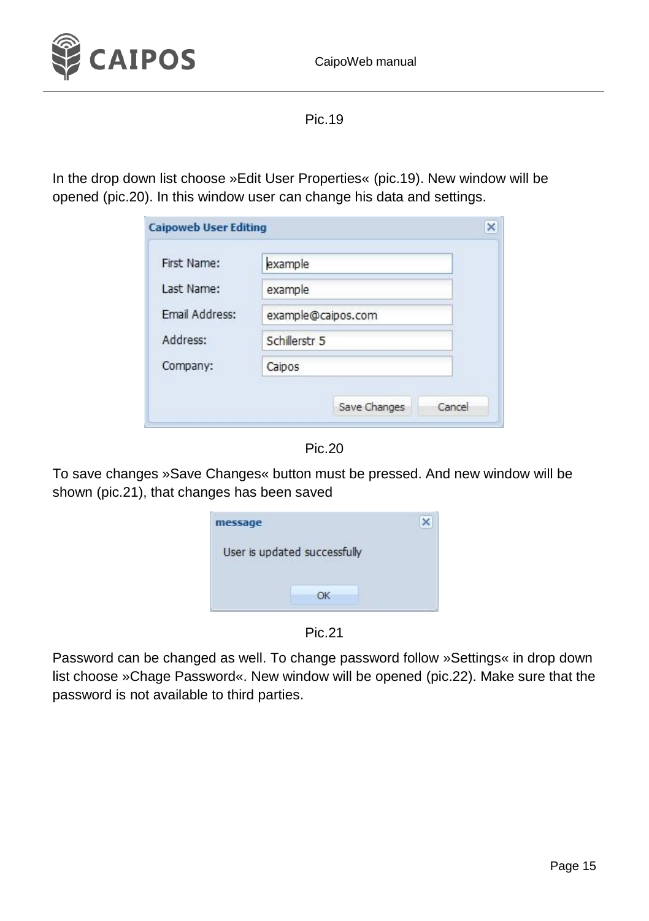Pic.19

In the drop down list choose »Edit User Properties« (pic.19). New window will be opened (pic.20). In this window user can change his data and settings.

Pic.20

To save changes »Save Changes« button must be pressed. And new window will be shown (pic.21), that changes has been saved

Pic.21

Password can be changed as well. To change password follow »Settings« in drop down list choose »Chage Password«. New window will be opened (pic.22). Make sure that the password is not available to third parties.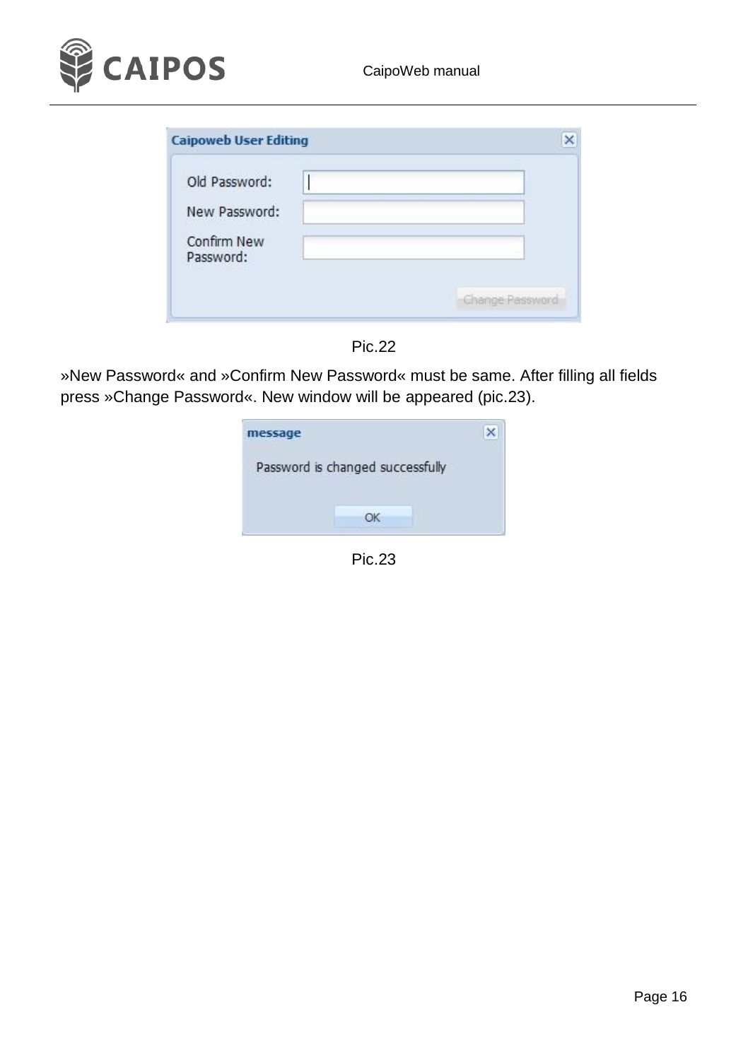Pic.22

»New Password« and »Confirm New Password« must be same. After filling all fields press »Change Password«. New window will be appeared (pic.23).

Pic.23